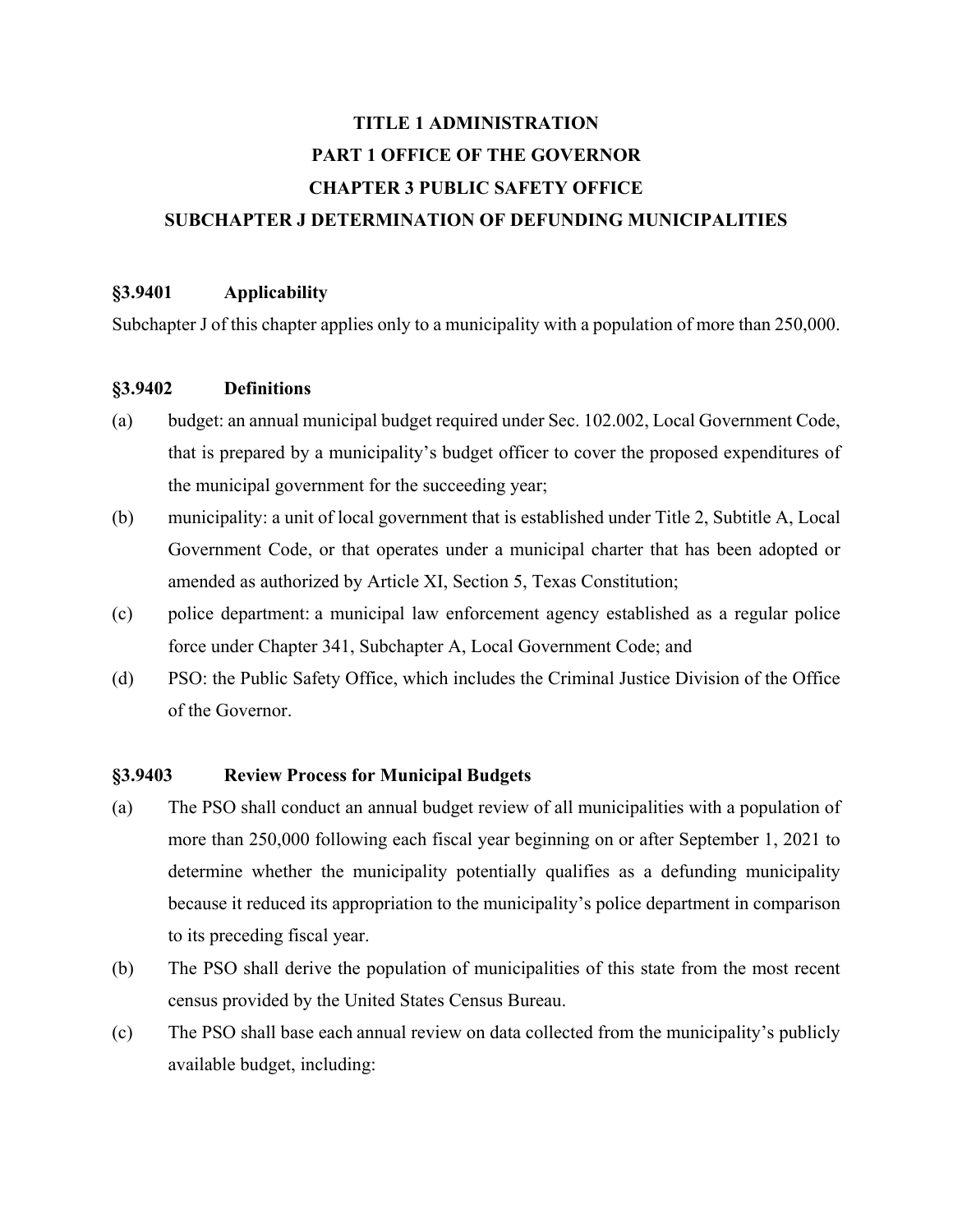# TITLE 1 ADMINISTRATION
# PART 1 OFFICE OF THE GOVERNOR
# CHAPTER 3 PUBLIC SAFETY OFFICE
# SUBCHAPTER J DETERMINATION OF DEFUNDING MUNICIPALITIES

## §3.9401 Applicability

Subchapter J of this chapter applies only to a municipality with a population of more than 250,000.

## §3.9402 Definitions

(a) budget: an annual municipal budget required under Sec. 102.002, Local Government Code, that is prepared by a municipality's budget officer to cover the proposed expenditures of the municipal government for the succeeding year;

(b) municipality: a unit of local government that is established under Title 2, Subtitle A, Local Government Code, or that operates under a municipal charter that has been adopted or amended as authorized by Article XI, Section 5, Texas Constitution;

(c) police department: a municipal law enforcement agency established as a regular police force under Chapter 341, Subchapter A, Local Government Code; and

(d) PSO: the Public Safety Office, which includes the Criminal Justice Division of the Office of the Governor.

## §3.9403 Review Process for Municipal Budgets

(a) The PSO shall conduct an annual budget review of all municipalities with a population of more than 250,000 following each fiscal year beginning on or after September 1, 2021 to determine whether the municipality potentially qualifies as a defunding municipality because it reduced its appropriation to the municipality's police department in comparison to its preceding fiscal year.

(b) The PSO shall derive the population of municipalities of this state from the most recent census provided by the United States Census Bureau.

(c) The PSO shall base each annual review on data collected from the municipality's publicly available budget, including: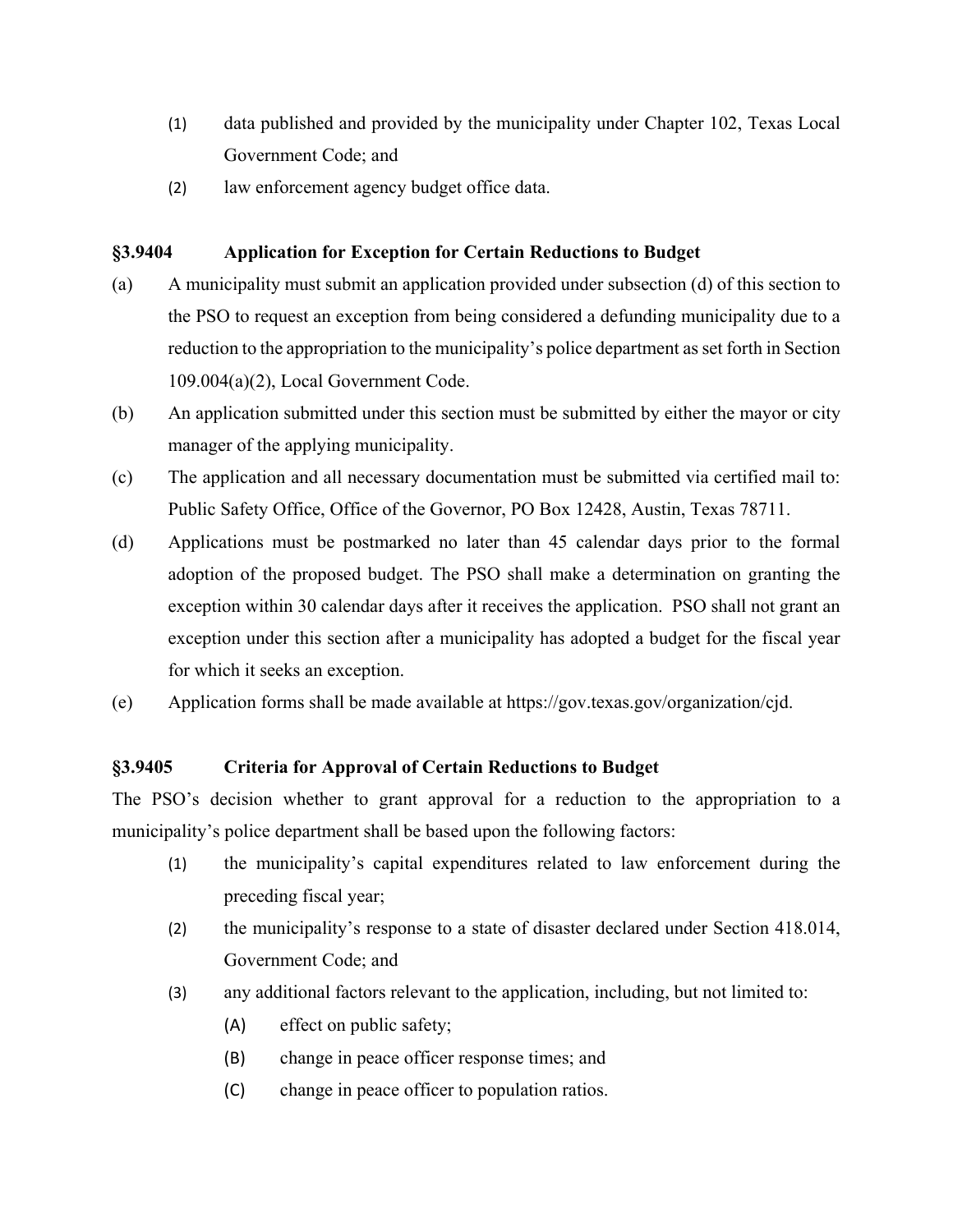(1) data published and provided by the municipality under Chapter 102, Texas Local Government Code; and

(2) law enforcement agency budget office data.

### §3.9404 Application for Exception for Certain Reductions to Budget

(a) A municipality must submit an application provided under subsection (d) of this section to the PSO to request an exception from being considered a defunding municipality due to a reduction to the appropriation to the municipality's police department as set forth in Section 109.004(a)(2), Local Government Code.

(b) An application submitted under this section must be submitted by either the mayor or city manager of the applying municipality.

(c) The application and all necessary documentation must be submitted via certified mail to: Public Safety Office, Office of the Governor, PO Box 12428, Austin, Texas 78711.

(d) Applications must be postmarked no later than 45 calendar days prior to the formal adoption of the proposed budget. The PSO shall make a determination on granting the exception within 30 calendar days after it receives the application. PSO shall not grant an exception under this section after a municipality has adopted a budget for the fiscal year for which it seeks an exception.

(e) Application forms shall be made available at https://gov.texas.gov/organization/cjd.

### §3.9405 Criteria for Approval of Certain Reductions to Budget

The PSO's decision whether to grant approval for a reduction to the appropriation to a municipality's police department shall be based upon the following factors:

(1) the municipality's capital expenditures related to law enforcement during the preceding fiscal year;

(2) the municipality's response to a state of disaster declared under Section 418.014, Government Code; and

(3) any additional factors relevant to the application, including, but not limited to:

(A) effect on public safety;

(B) change in peace officer response times; and

(C) change in peace officer to population ratios.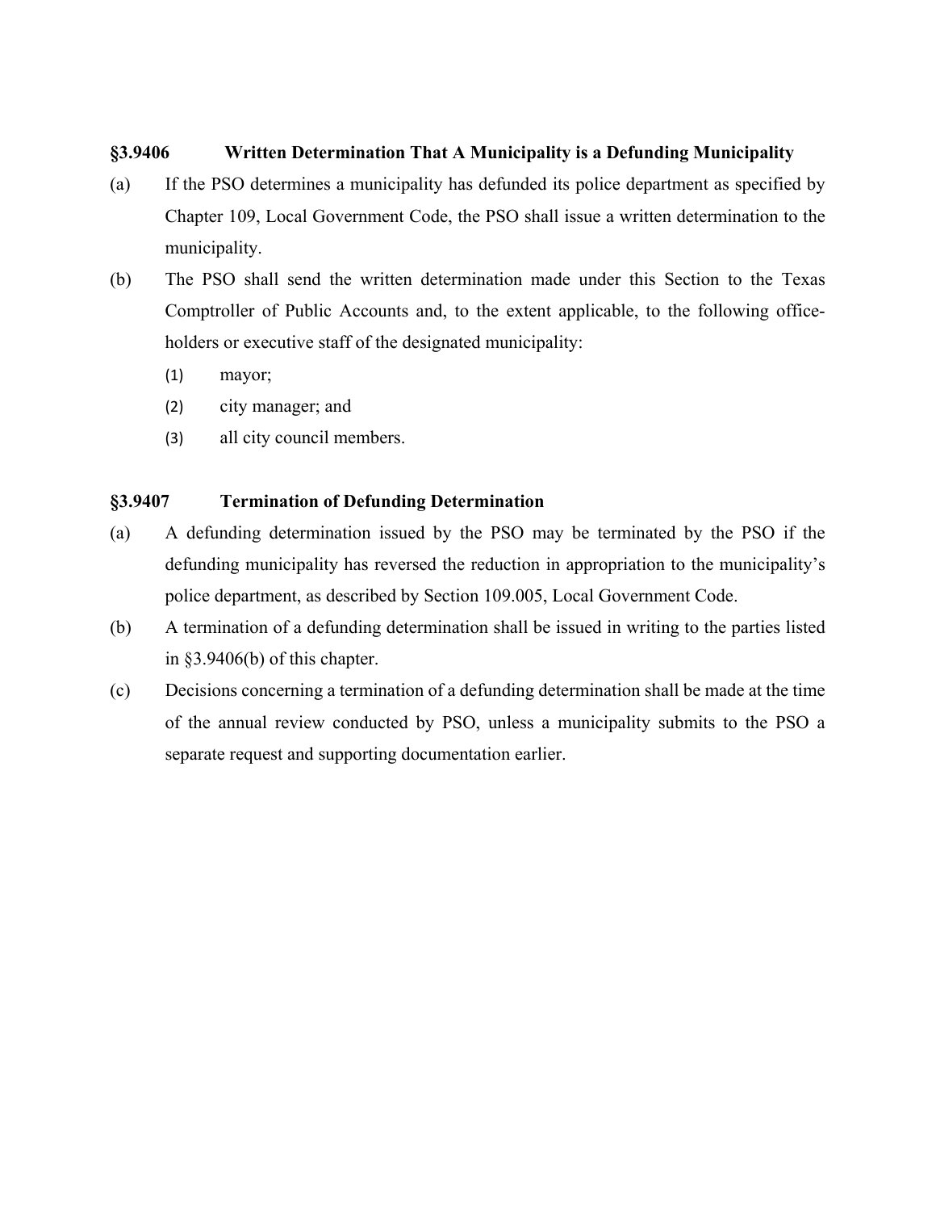### §3.9406 Written Determination That A Municipality is a Defunding Municipality

(a) If the PSO determines a municipality has defunded its police department as specified by Chapter 109, Local Government Code, the PSO shall issue a written determination to the municipality.

(b) The PSO shall send the written determination made under this Section to the Texas Comptroller of Public Accounts and, to the extent applicable, to the following office-holders or executive staff of the designated municipality:

(1) mayor;

(2) city manager; and

(3) all city council members.

### §3.9407 Termination of Defunding Determination

(a) A defunding determination issued by the PSO may be terminated by the PSO if the defunding municipality has reversed the reduction in appropriation to the municipality's police department, as described by Section 109.005, Local Government Code.

(b) A termination of a defunding determination shall be issued in writing to the parties listed in §3.9406(b) of this chapter.

(c) Decisions concerning a termination of a defunding determination shall be made at the time of the annual review conducted by PSO, unless a municipality submits to the PSO a separate request and supporting documentation earlier.